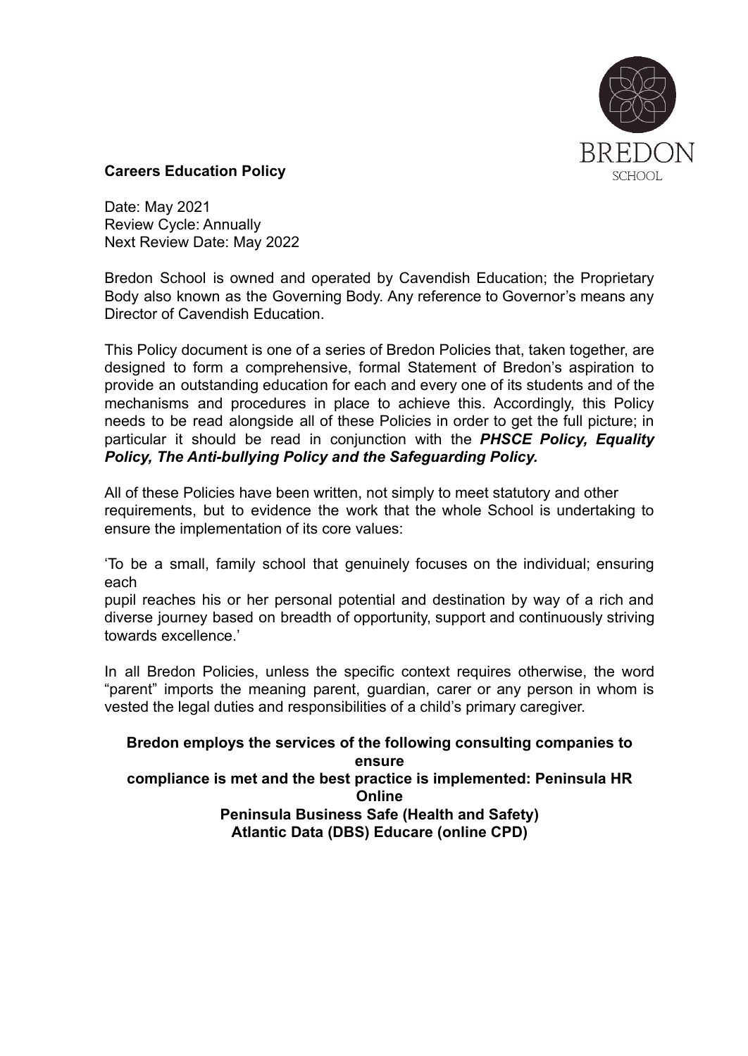**Careers Education Policy**

Date: May 2021
Review Cycle: Annually
Next Review Date: May 2022

Bredon School is owned and operated by Cavendish Education; the Proprietary Body also known as the Governing Body. Any reference to Governor's means any Director of Cavendish Education.

This Policy document is one of a series of Bredon Policies that, taken together, are designed to form a comprehensive, formal Statement of Bredon's aspiration to provide an outstanding education for each and every one of its students and of the mechanisms and procedures in place to achieve this. Accordingly, this Policy needs to be read alongside all of these Policies in order to get the full picture; in particular it should be read in conjunction with the ***PHSCE Policy, Equality Policy, The Anti-bullying Policy and the Safeguarding Policy.***

All of these Policies have been written, not simply to meet statutory and other requirements, but to evidence the work that the whole School is undertaking to ensure the implementation of its core values:

'To be a small, family school that genuinely focuses on the individual; ensuring each
pupil reaches his or her personal potential and destination by way of a rich and diverse journey based on breadth of opportunity, support and continuously striving towards excellence.'

In all Bredon Policies, unless the specific context requires otherwise, the word "parent" imports the meaning parent, guardian, carer or any person in whom is vested the legal duties and responsibilities of a child's primary caregiver.

**Bredon employs the services of the following consulting companies to ensure compliance is met and the best practice is implemented: Peninsula HR Online**
**Peninsula Business Safe (Health and Safety)**
**Atlantic Data (DBS) Educare (online CPD)**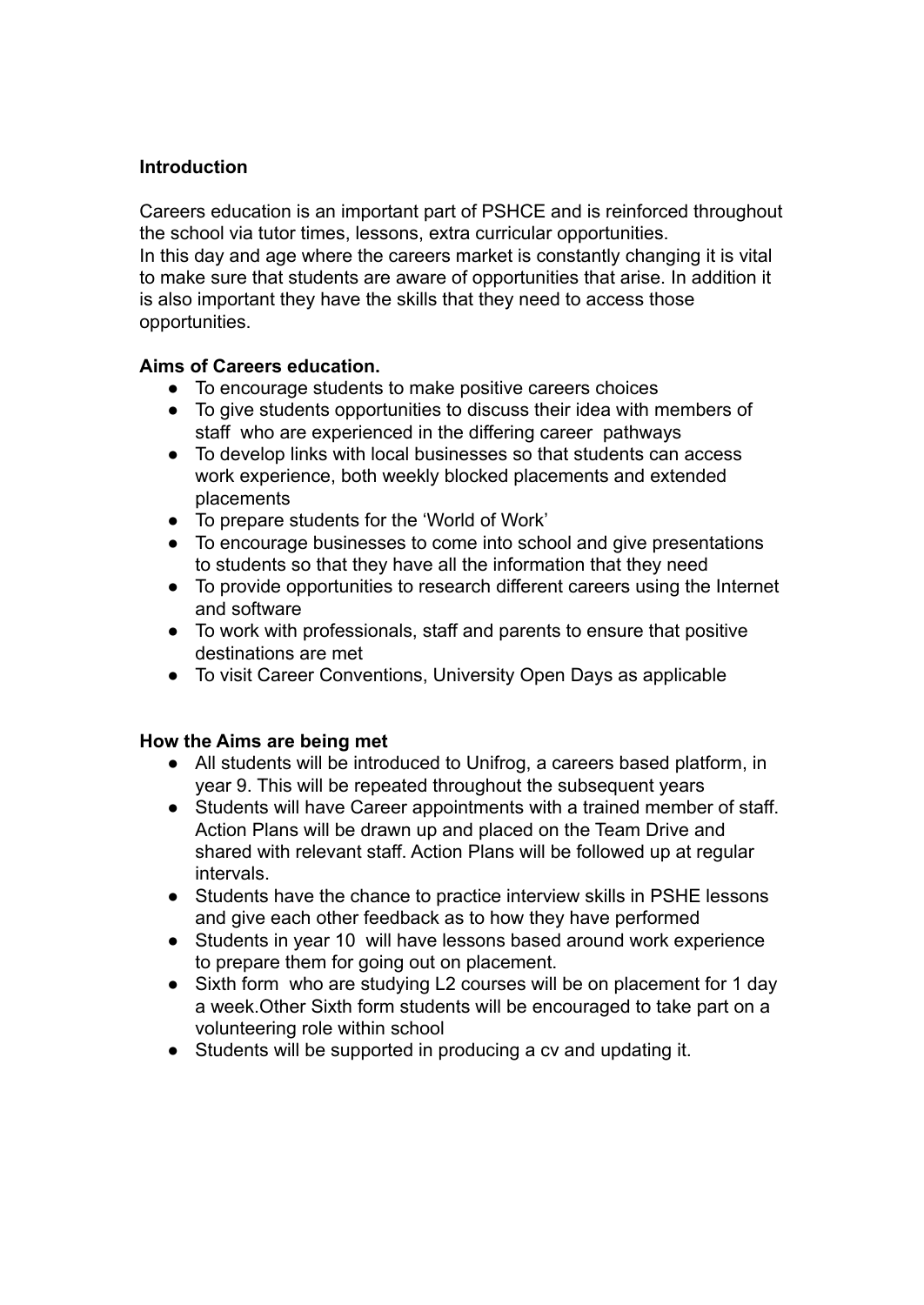**Introduction**

Careers education is an important part of PSHCE and is reinforced throughout the school via tutor times, lessons, extra curricular opportunities.
In this day and age where the careers market is constantly changing it is vital to make sure that students are aware of opportunities that arise. In addition it is also important they have the skills that they need to access those opportunities.

**Aims of Careers education.**

- To encourage students to make positive careers choices
- To give students opportunities to discuss their idea with members of staff who are experienced in the differing career pathways
- To develop links with local businesses so that students can access work experience, both weekly blocked placements and extended placements
- To prepare students for the 'World of Work'
- To encourage businesses to come into school and give presentations to students so that they have all the information that they need
- To provide opportunities to research different careers using the Internet and software
- To work with professionals, staff and parents to ensure that positive destinations are met
- To visit Career Conventions, University Open Days as applicable

**How the Aims are being met**

- All students will be introduced to Unifrog, a careers based platform, in year 9. This will be repeated throughout the subsequent years
- Students will have Career appointments with a trained member of staff. Action Plans will be drawn up and placed on the Team Drive and shared with relevant staff. Action Plans will be followed up at regular intervals.
- Students have the chance to practice interview skills in PSHE lessons and give each other feedback as to how they have performed
- Students in year 10 will have lessons based around work experience to prepare them for going out on placement.
- Sixth form who are studying L2 courses will be on placement for 1 day a week.Other Sixth form students will be encouraged to take part on a volunteering role within school
- Students will be supported in producing a cv and updating it.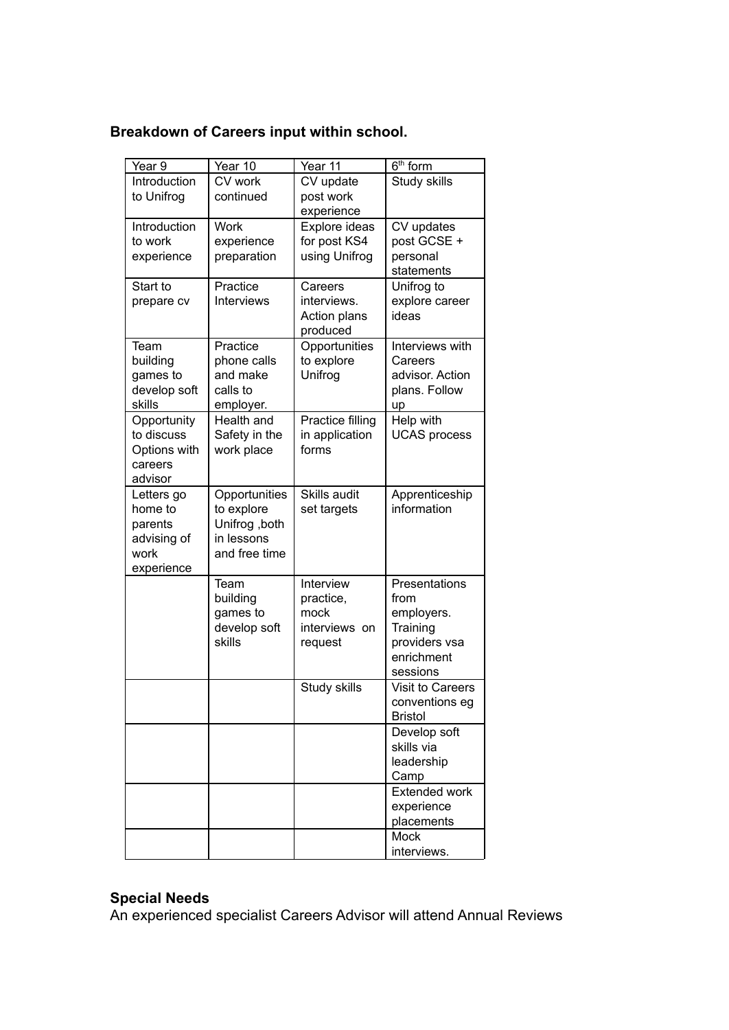**Breakdown of Careers input within school.**

| Year 9 | Year 10 | Year 11 | 6th form |
|---|---|---|---|
| Introduction to Unifrog | CV work continued | CV update post work experience | Study skills |
| Introduction to work experience | Work experience preparation | Explore ideas for post KS4 using Unifrog | CV updates post GCSE + personal statements |
| Start to prepare cv | Practice Interviews | Careers interviews. Action plans produced | Unifrog to explore career ideas |
| Team building games to develop soft skills | Practice phone calls and make calls to employer. | Opportunities to explore Unifrog | Interviews with Careers advisor. Action plans. Follow up |
| Opportunity to discuss Options with careers advisor | Health and Safety in the work place | Practice filling in application forms | Help with UCAS process |
| Letters go home to parents advising of work experience | Opportunities to explore Unifrog ,both in lessons and free time | Skills audit set targets | Apprenticeship information |
| | Team building games to develop soft skills | Interview practice, mock interviews on request | Presentations from employers. Training providers vsa enrichment sessions |
| | | Study skills | Visit to Careers conventions eg Bristol |
| | | | Develop soft skills via leadership Camp |
| | | | Extended work experience placements |
| | | | Mock interviews. |

**Special Needs**

An experienced specialist Careers Advisor will attend Annual Reviews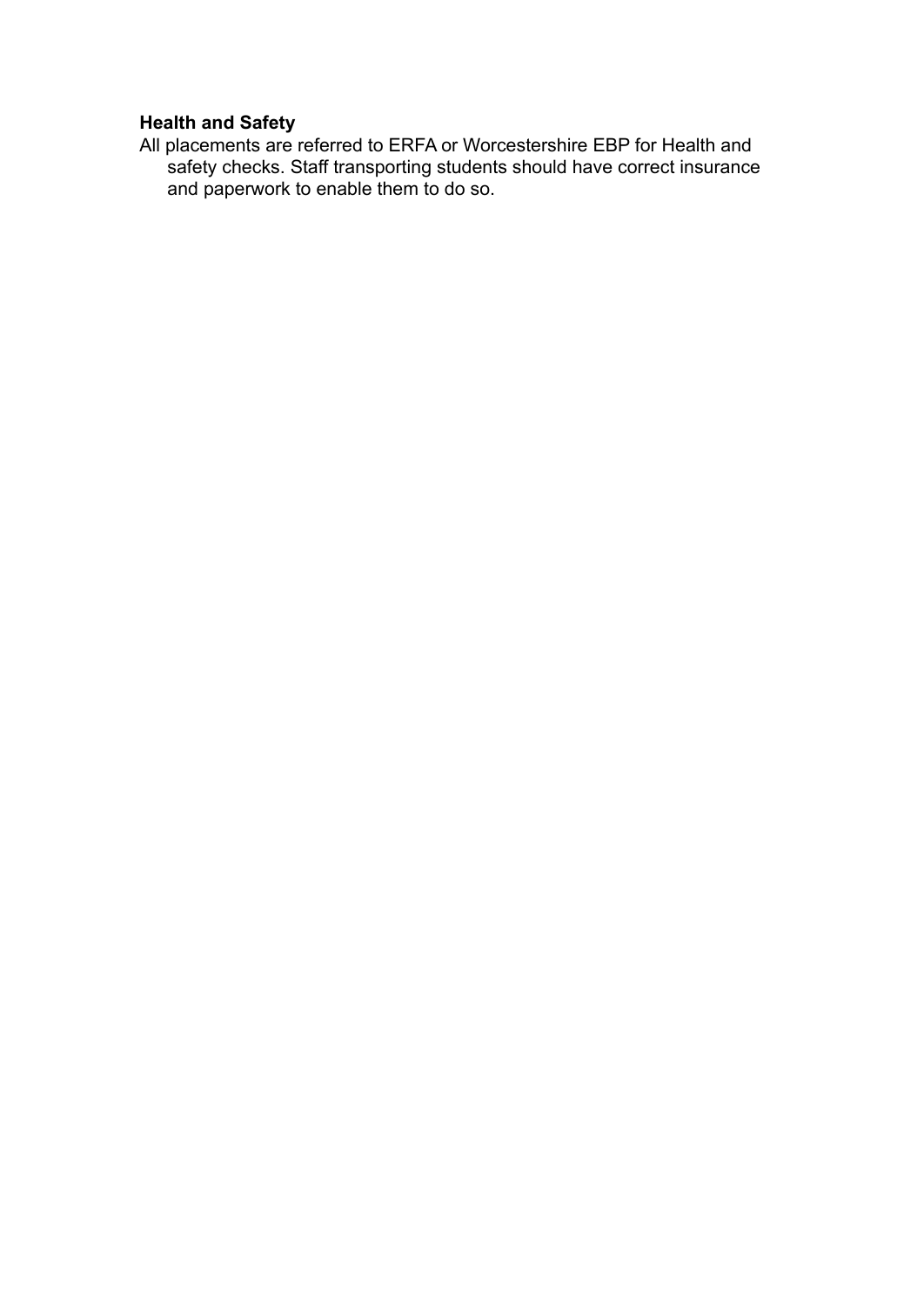**Health and Safety**

All placements are referred to ERFA or Worcestershire EBP for Health and safety checks. Staff transporting students should have correct insurance and paperwork to enable them to do so.